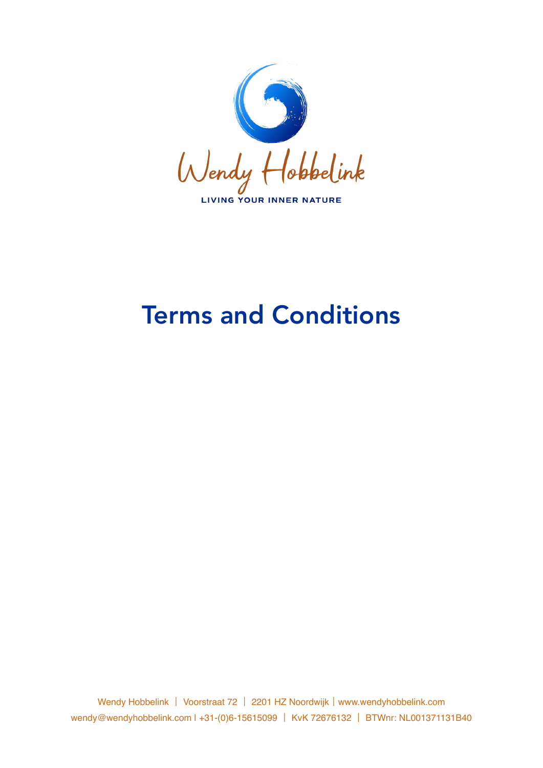Wendy Hobbelink

LIVING YOUR INNER NATURE

# Terms and Conditions

Wendy Hobbelink | Voorstraat 72 | 2201 HZ Noordwijk | www.wendyhobbelink.com
wendy@wendyhobbelink.com | +31-(0)6-15615099 | KvK 72676132 | BTWnr: NL001371131B40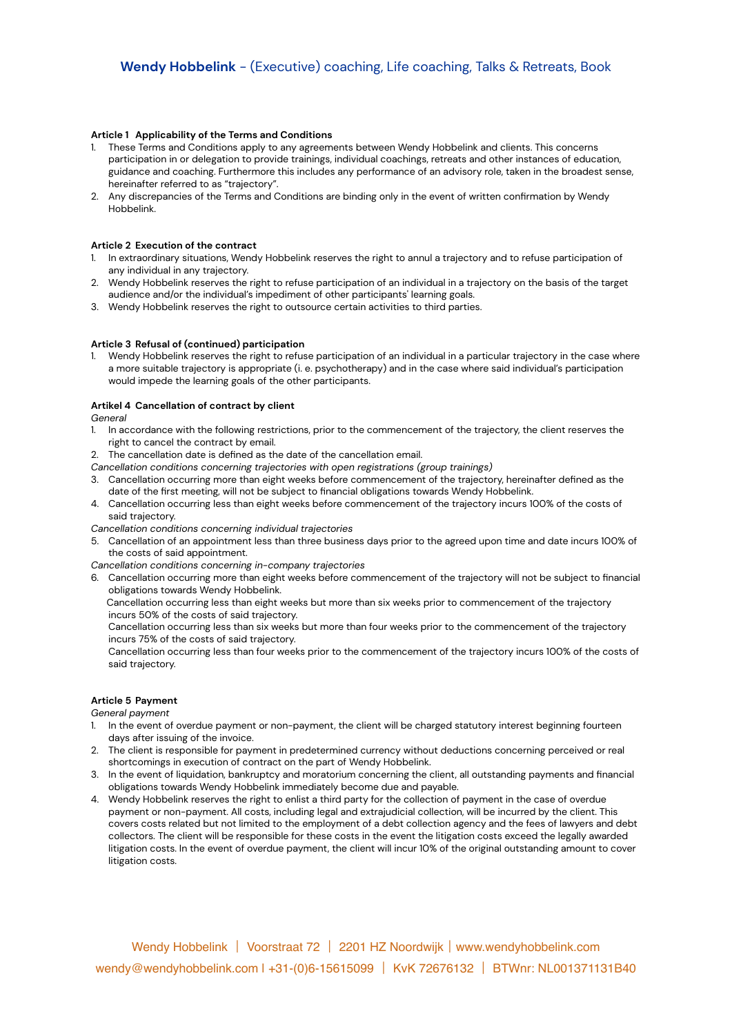### Article 1 Applicability of the Terms and Conditions

1. These Terms and Conditions apply to any agreements between Wendy Hobbelink and clients. This concerns participation in or delegation to provide trainings, individual coachings, retreats and other instances of education, guidance and coaching. Furthermore this includes any performance of an advisory role, taken in the broadest sense, hereinafter referred to as "trajectory".
2. Any discrepancies of the Terms and Conditions are binding only in the event of written confirmation by Wendy Hobbelink.

### Article 2 Execution of the contract

1. In extraordinary situations, Wendy Hobbelink reserves the right to annul a trajectory and to refuse participation of any individual in any trajectory.
2. Wendy Hobbelink reserves the right to refuse participation of an individual in a trajectory on the basis of the target audience and/or the individual's impediment of other participants' learning goals.
3. Wendy Hobbelink reserves the right to outsource certain activities to third parties.

### Article 3 Refusal of (continued) participation

1. Wendy Hobbelink reserves the right to refuse participation of an individual in a particular trajectory in the case where a more suitable trajectory is appropriate (i. e. psychotherapy) and in the case where said individual's participation would impede the learning goals of the other participants.

### Artikel 4 Cancellation of contract by client

*General*

1. In accordance with the following restrictions, prior to the commencement of the trajectory, the client reserves the right to cancel the contract by email.
2. The cancellation date is defined as the date of the cancellation email.

*Cancellation conditions concerning trajectories with open registrations (group trainings)*

3. Cancellation occurring more than eight weeks before commencement of the trajectory, hereinafter defined as the date of the first meeting, will not be subject to financial obligations towards Wendy Hobbelink.
4. Cancellation occurring less than eight weeks before commencement of the trajectory incurs 100% of the costs of said trajectory.

*Cancellation conditions concerning individual trajectories*

5. Cancellation of an appointment less than three business days prior to the agreed upon time and date incurs 100% of the costs of said appointment.

*Cancellation conditions concerning in-company trajectories*

6. Cancellation occurring more than eight weeks before commencement of the trajectory will not be subject to financial obligations towards Wendy Hobbelink.
   Cancellation occurring less than eight weeks but more than six weeks prior to commencement of the trajectory incurs 50% of the costs of said trajectory.
   Cancellation occurring less than six weeks but more than four weeks prior to the commencement of the trajectory incurs 75% of the costs of said trajectory.
   Cancellation occurring less than four weeks prior to the commencement of the trajectory incurs 100% of the costs of said trajectory.

### Article 5 Payment

*General payment*

1. In the event of overdue payment or non-payment, the client will be charged statutory interest beginning fourteen days after issuing of the invoice.
2. The client is responsible for payment in predetermined currency without deductions concerning perceived or real shortcomings in execution of contract on the part of Wendy Hobbelink.
3. In the event of liquidation, bankruptcy and moratorium concerning the client, all outstanding payments and financial obligations towards Wendy Hobbelink immediately become due and payable.
4. Wendy Hobbelink reserves the right to enlist a third party for the collection of payment in the case of overdue payment or non-payment. All costs, including legal and extrajudicial collection, will be incurred by the client. This covers costs related but not limited to the employment of a debt collection agency and the fees of lawyers and debt collectors. The client will be responsible for these costs in the event the litigation costs exceed the legally awarded litigation costs. In the event of overdue payment, the client will incur 10% of the original outstanding amount to cover litigation costs.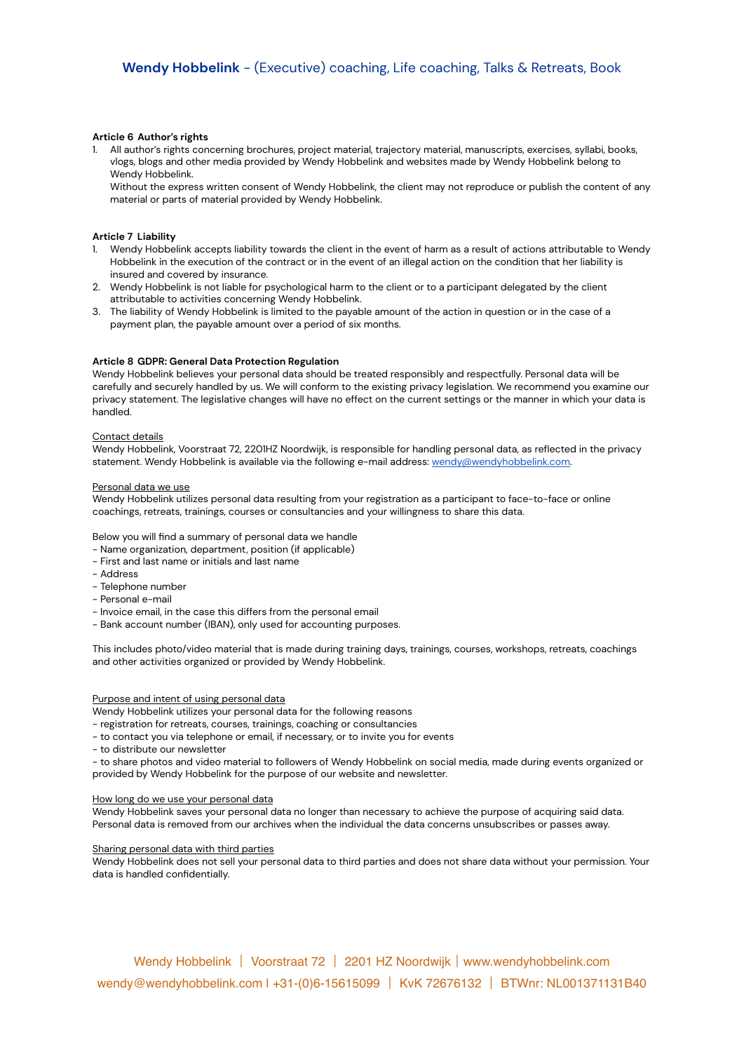**Article 6 Author's rights**

1. All author's rights concerning brochures, project material, trajectory material, manuscripts, exercises, syllabi, books, vlogs, blogs and other media provided by Wendy Hobbelink and websites made by Wendy Hobbelink belong to Wendy Hobbelink.
   Without the express written consent of Wendy Hobbelink, the client may not reproduce or publish the content of any material or parts of material provided by Wendy Hobbelink.

**Article 7 Liability**

1. Wendy Hobbelink accepts liability towards the client in the event of harm as a result of actions attributable to Wendy Hobbelink in the execution of the contract or in the event of an illegal action on the condition that her liability is insured and covered by insurance.
2. Wendy Hobbelink is not liable for psychological harm to the client or to a participant delegated by the client attributable to activities concerning Wendy Hobbelink.
3. The liability of Wendy Hobbelink is limited to the payable amount of the action in question or in the case of a payment plan, the payable amount over a period of six months.

**Article 8 GDPR: General Data Protection Regulation**

Wendy Hobbelink believes your personal data should be treated responsibly and respectfully. Personal data will be carefully and securely handled by us. We will conform to the existing privacy legislation. We recommend you examine our privacy statement. The legislative changes will have no effect on the current settings or the manner in which your data is handled.

<u>Contact details</u>
Wendy Hobbelink, Voorstraat 72, 2201HZ Noordwijk, is responsible for handling personal data, as reflected in the privacy statement. Wendy Hobbelink is available via the following e-mail address: wendy@wendyhobbelink.com.

<u>Personal data we use</u>
Wendy Hobbelink utilizes personal data resulting from your registration as a participant to face-to-face or online coachings, retreats, trainings, courses or consultancies and your willingness to share this data.

Below you will find a summary of personal data we handle
- Name organization, department, position (if applicable)
- First and last name or initials and last name
- Address
- Telephone number
- Personal e-mail
- Invoice email, in the case this differs from the personal email
- Bank account number (IBAN), only used for accounting purposes.

This includes photo/video material that is made during training days, trainings, courses, workshops, retreats, coachings and other activities organized or provided by Wendy Hobbelink.

<u>Purpose and intent of using personal data</u>
Wendy Hobbelink utilizes your personal data for the following reasons
- registration for retreats, courses, trainings, coaching or consultancies
- to contact you via telephone or email, if necessary, or to invite you for events
- to distribute our newsletter
- to share photos and video material to followers of Wendy Hobbelink on social media, made during events organized or provided by Wendy Hobbelink for the purpose of our website and newsletter.

<u>How long do we use your personal data</u>
Wendy Hobbelink saves your personal data no longer than necessary to achieve the purpose of acquiring said data. Personal data is removed from our archives when the individual the data concerns unsubscribes or passes away.

<u>Sharing personal data with third parties</u>
Wendy Hobbelink does not sell your personal data to third parties and does not share data without your permission. Your data is handled confidentially.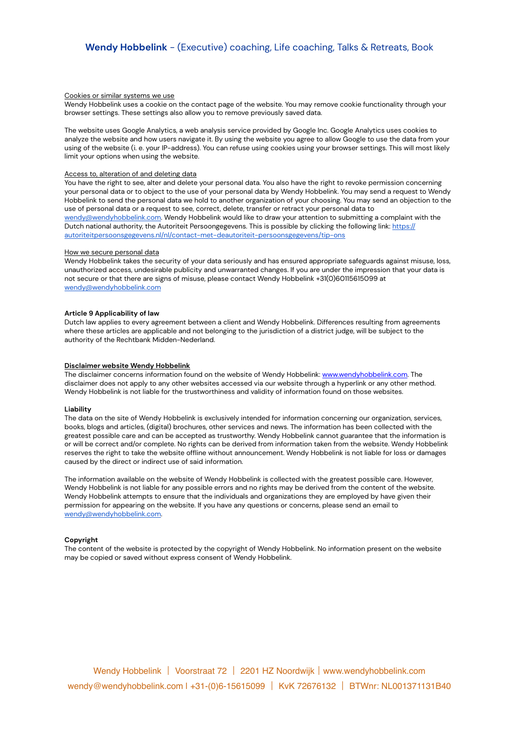Cookies or similar systems we use

Wendy Hobbelink uses a cookie on the contact page of the website. You may remove cookie functionality through your browser settings. These settings also allow you to remove previously saved data.

The website uses Google Analytics, a web analysis service provided by Google Inc. Google Analytics uses cookies to analyze the website and how users navigate it. By using the website you agree to allow Google to use the data from your using of the website (i. e. your IP-address). You can refuse using cookies using your browser settings. This will most likely limit your options when using the website.

Access to, alteration of and deleting data

You have the right to see, alter and delete your personal data. You also have the right to revoke permission concerning your personal data or to object to the use of your personal data by Wendy Hobbelink. You may send a request to Wendy Hobbelink to send the personal data we hold to another organization of your choosing. You may send an objection to the use of personal data or a request to see, correct, delete, transfer or retract your personal data to wendy@wendyhobbelink.com. Wendy Hobbelink would like to draw your attention to submitting a complaint with the Dutch national authority, the Autoriteit Persoongegevens. This is possible by clicking the following link: https://autoriteitpersoonsgegevens.nl/nl/contact-met-deautoriteit-persoonsgegevens/tip-ons

How we secure personal data

Wendy Hobbelink takes the security of your data seriously and has ensured appropriate safeguards against misuse, loss, unauthorized access, undesirable publicity and unwarranted changes. If you are under the impression that your data is not secure or that there are signs of misuse, please contact Wendy Hobbelink +31(0)60115615099 at wendy@wendyhobbelink.com

**Article 9 Applicability of law**

Dutch law applies to every agreement between a client and Wendy Hobbelink. Differences resulting from agreements where these articles are applicable and not belonging to the jurisdiction of a district judge, will be subject to the authority of the Rechtbank Midden-Nederland.

## Disclaimer website Wendy Hobbelink

The disclaimer concerns information found on the website of Wendy Hobbelink: www.wendyhobbelink.com. The disclaimer does not apply to any other websites accessed via our website through a hyperlink or any other method. Wendy Hobbelink is not liable for the trustworthiness and validity of information found on those websites.

**Liability**

The data on the site of Wendy Hobbelink is exclusively intended for information concerning our organization, services, books, blogs and articles, (digital) brochures, other services and news. The information has been collected with the greatest possible care and can be accepted as trustworthy. Wendy Hobbelink cannot guarantee that the information is or will be correct and/or complete. No rights can be derived from information taken from the website. Wendy Hobbelink reserves the right to take the website offline without announcement. Wendy Hobbelink is not liable for loss or damages caused by the direct or indirect use of said information.

The information available on the website of Wendy Hobbelink is collected with the greatest possible care. However, Wendy Hobbelink is not liable for any possible errors and no rights may be derived from the content of the website. Wendy Hobbelink attempts to ensure that the individuals and organizations they are employed by have given their permission for appearing on the website. If you have any questions or concerns, please send an email to wendy@wendyhobbelink.com.

**Copyright**

The content of the website is protected by the copyright of Wendy Hobbelink. No information present on the website may be copied or saved without express consent of Wendy Hobbelink.